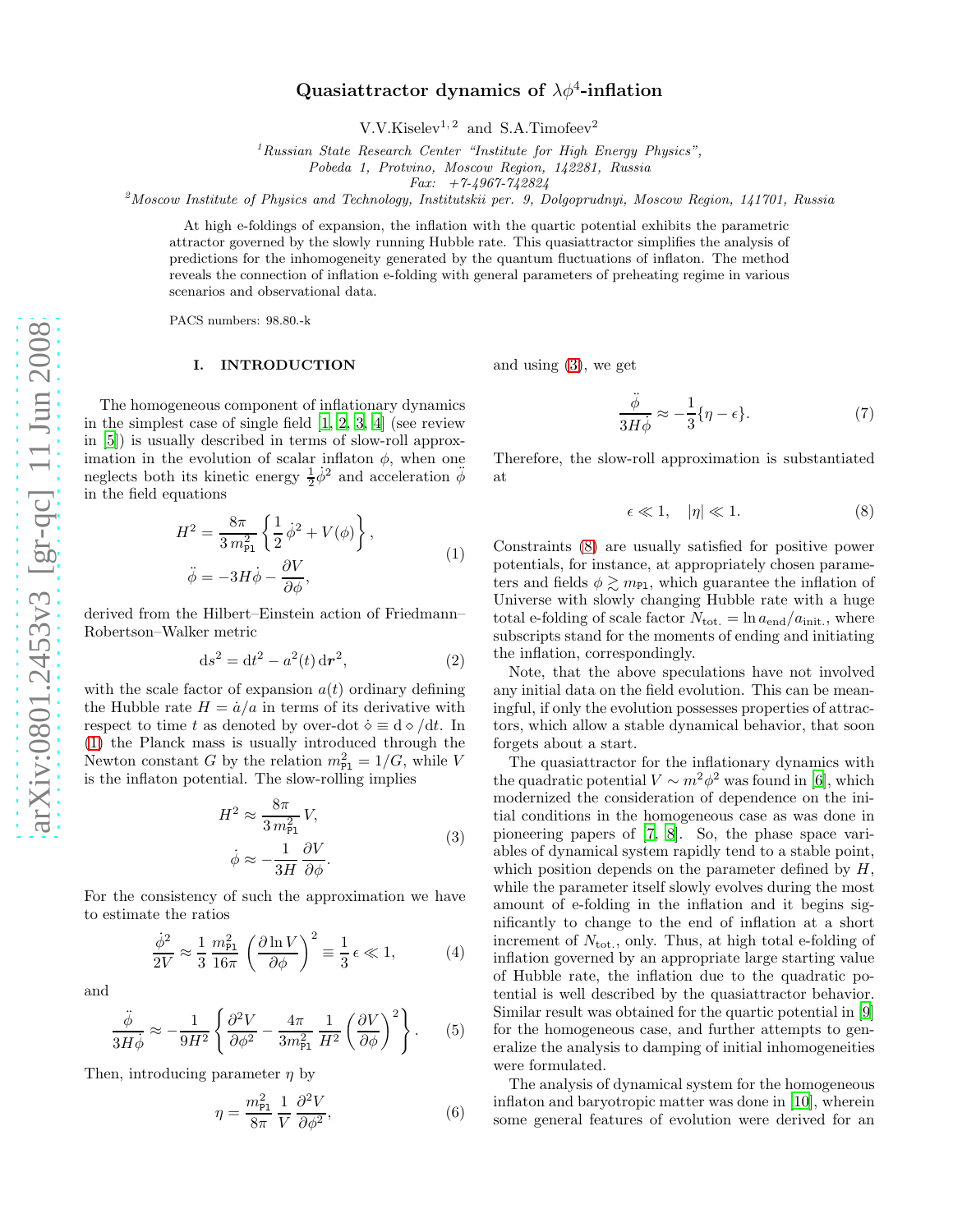# Quasiattractor dynamics of $\lambda\phi^4$-inflation

V.V.Kiselev[1,2] and S.A.Timofeev[2]

[1] Russian State Research Center "Institute for High Energy Physics", Pobeda 1, Protvino, Moscow Region, 142281, Russia
Fax: +7-4967-742824

[2] Moscow Institute of Physics and Technology, Institutskii per. 9, Dolgoprudnyi, Moscow Region, 141701, Russia

At high e-foldings of expansion, the inflation with the quartic potential exhibits the parametric attractor governed by the slowly running Hubble rate. This quasiattractor simplifies the analysis of predictions for the inhomogeneity generated by the quantum fluctuations of inflaton. The method reveals the connection of inflation e-folding with general parameters of preheating regime in various scenarios and observational data.

PACS numbers: 98.80.-k

## I. INTRODUCTION

The homogeneous component of inflationary dynamics in the simplest case of single field [1, 2, 3, 4] (see review in [5]) is usually described in terms of slow-roll approximation in the evolution of scalar inflaton $\phi$, when one neglects both its kinetic energy $\frac{1}{2}\dot{\phi}^2$ and acceleration $\ddot{\phi}$ in the field equations

$$
\begin{aligned}
H^2 &= \frac{8\pi}{3\,m_{\rm Pl}^2}\left\{\frac{1}{2}\,\dot{\phi}^2 + V(\phi)\right\},\\
\ddot{\phi} &= -3H\dot{\phi} - \frac{\partial V}{\partial \phi},
\end{aligned}
\tag{1}
$$

derived from the Hilbert–Einstein action of Friedmann–Robertson–Walker metric

$$
\mathrm{d}s^2 = \mathrm{d}t^2 - a^2(t)\,\mathrm{d}\boldsymbol{r}^2, \tag{2}
$$

with the scale factor of expansion $a(t)$ ordinary defining the Hubble rate $H = \dot{a}/a$ in terms of its derivative with respect to time $t$ as denoted by over-dot $\dot{\diamond} \equiv \mathrm{d}\diamond/\mathrm{d}t$. In (1) the Planck mass is usually introduced through the Newton constant $G$ by the relation $m_{\rm Pl}^2 = 1/G$, while $V$ is the inflaton potential. The slow-rolling implies

$$
\begin{aligned}
H^2 &\approx \frac{8\pi}{3\,m_{\rm Pl}^2}\,V,\\
\dot{\phi} &\approx -\frac{1}{3H}\,\frac{\partial V}{\partial \phi}.
\end{aligned}
\tag{3}
$$

For the consistency of such the approximation we have to estimate the ratios

$$
\frac{\dot{\phi}^2}{2V} \approx \frac{1}{3}\,\frac{m_{\rm Pl}^2}{16\pi}\left(\frac{\partial \ln V}{\partial \phi}\right)^2 \equiv \frac{1}{3}\,\epsilon \ll 1, \tag{4}
$$

and

$$
\frac{\ddot{\phi}}{3H\dot{\phi}} \approx -\frac{1}{9H^2}\left\{\frac{\partial^2 V}{\partial \phi^2} - \frac{4\pi}{3m_{\rm Pl}^2}\,\frac{1}{H^2}\left(\frac{\partial V}{\partial \phi}\right)^2\right\}. \tag{5}
$$

Then, introducing parameter $\eta$ by

$$
\eta = \frac{m_{\rm Pl}^2}{8\pi}\,\frac{1}{V}\,\frac{\partial^2 V}{\partial \phi^2}, \tag{6}
$$

and using (3), we get

$$
\frac{\ddot{\phi}}{3H\dot{\phi}} \approx -\frac{1}{3}\{\eta - \epsilon\}. \tag{7}
$$

Therefore, the slow-roll approximation is substantiated at

$$
\epsilon \ll 1, \quad |\eta| \ll 1. \tag{8}
$$

Constraints (8) are usually satisfied for positive power potentials, for instance, at appropriately chosen parameters and fields $\phi \gtrsim m_{\rm Pl}$, which guarantee the inflation of Universe with slowly changing Hubble rate with a huge total e-folding of scale factor $N_{\rm tot.} = \ln a_{\rm end}/a_{\rm init.}$, where subscripts stand for the moments of ending and initiating the inflation, correspondingly.

Note, that the above speculations have not involved any initial data on the field evolution. This can be meaningful, if only the evolution possesses properties of attractors, which allow a stable dynamical behavior, that soon forgets about a start.

The quasiattractor for the inflationary dynamics with the quadratic potential $V \sim m^2\phi^2$ was found in [6], which modernized the consideration of dependence on the initial conditions in the homogeneous case as was done in pioneering papers of [7, 8]. So, the phase space variables of dynamical system rapidly tend to a stable point, which position depends on the parameter defined by $H$, while the parameter itself slowly evolves during the most amount of e-folding in the inflation and it begins significantly to change to the end of inflation at a short increment of $N_{\rm tot.}$, only. Thus, at high total e-folding of inflation governed by an appropriate large starting value of Hubble rate, the inflation due to the quadratic potential is well described by the quasiattractor behavior. Similar result was obtained for the quartic potential in [9] for the homogeneous case, and further attempts to generalize the analysis to damping of initial inhomogeneities were formulated.

The analysis of dynamical system for the homogeneous inflaton and baryotropic matter was done in [10], wherein some general features of evolution were derived for an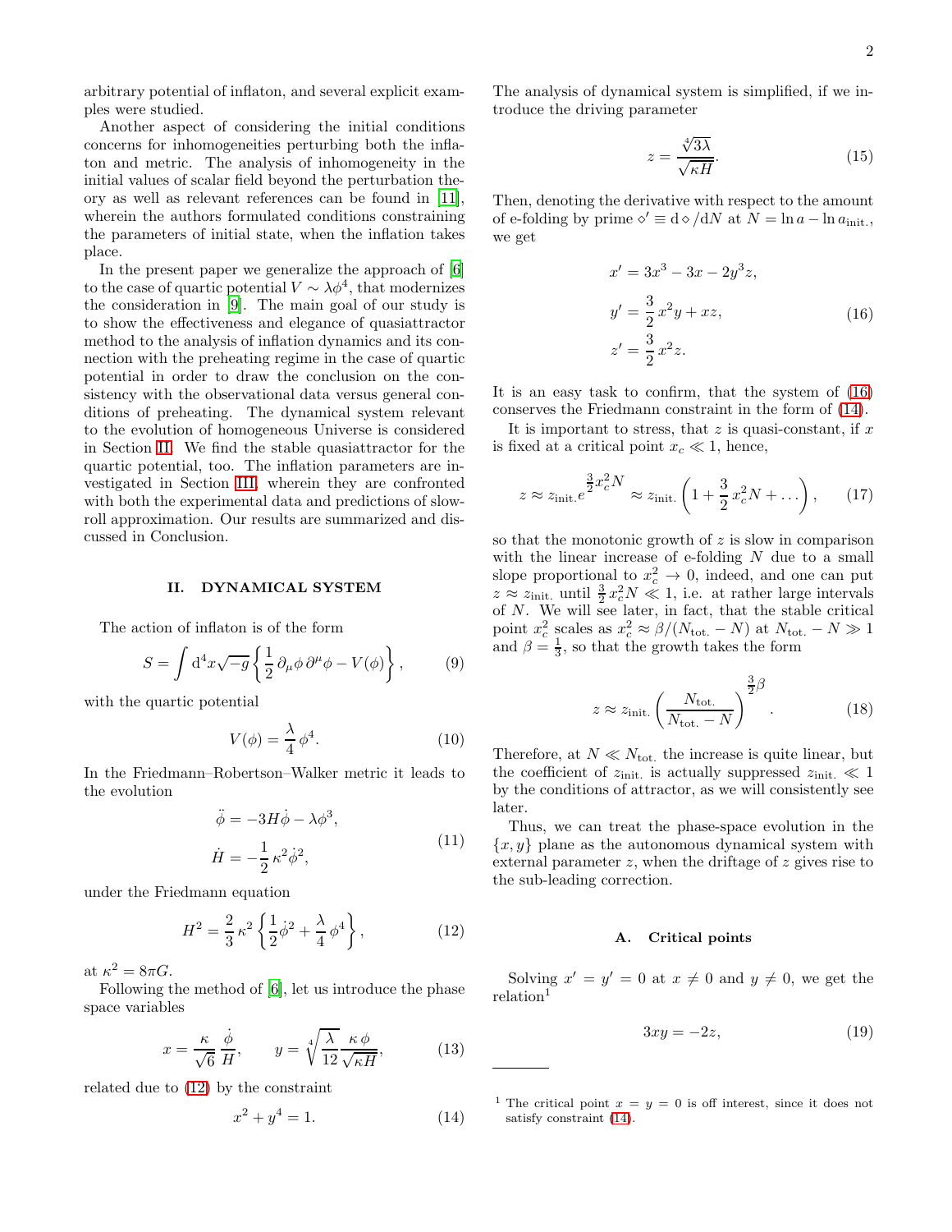arbitrary potential of inflaton, and several explicit examples were studied.

Another aspect of considering the initial conditions concerns for inhomogeneities perturbing both the inflaton and metric. The analysis of inhomogeneity in the initial values of scalar field beyond the perturbation theory as well as relevant references can be found in [11], wherein the authors formulated conditions constraining the parameters of initial state, when the inflation takes place.

In the present paper we generalize the approach of [6] to the case of quartic potential $V \sim \lambda\phi^4$, that modernizes the consideration in [9]. The main goal of our study is to show the effectiveness and elegance of quasiattractor method to the analysis of inflation dynamics and its connection with the preheating regime in the case of quartic potential in order to draw the conclusion on the consistency with the observational data versus general conditions of preheating. The dynamical system relevant to the evolution of homogeneous Universe is considered in Section II. We find the stable quasiattractor for the quartic potential, too. The inflation parameters are investigated in Section III, wherein they are confronted with both the experimental data and predictions of slow-roll approximation. Our results are summarized and discussed in Conclusion.

## II. DYNAMICAL SYSTEM

The action of inflaton is of the form

$$S = \int \mathrm{d}^4x\sqrt{-g}\left\{\frac{1}{2}\,\partial_\mu\phi\,\partial^\mu\phi - V(\phi)\right\}, \tag{9}$$

with the quartic potential

$$V(\phi) = \frac{\lambda}{4}\,\phi^4. \tag{10}$$

In the Friedmann–Robertson–Walker metric it leads to the evolution

$$\begin{aligned}\ddot{\phi} &= -3H\dot{\phi} - \lambda\phi^3,\\ \dot{H} &= -\frac{1}{2}\,\kappa^2\dot{\phi}^2,\end{aligned} \tag{11}$$

under the Friedmann equation

$$H^2 = \frac{2}{3}\,\kappa^2\left\{\frac{1}{2}\dot{\phi}^2 + \frac{\lambda}{4}\,\phi^4\right\}, \tag{12}$$

at $\kappa^2 = 8\pi G$.

Following the method of [6], let us introduce the phase space variables

$$x = \frac{\kappa}{\sqrt{6}}\,\frac{\dot{\phi}}{H}, \qquad y = \sqrt[4]{\frac{\lambda}{12}}\,\frac{\kappa\,\phi}{\sqrt{\kappa H}}, \tag{13}$$

related due to (12) by the constraint

$$x^2 + y^4 = 1. \tag{14}$$

The analysis of dynamical system is simplified, if we introduce the driving parameter

$$z = \frac{\sqrt[4]{3\lambda}}{\sqrt{\kappa H}}. \tag{15}$$

Then, denoting the derivative with respect to the amount of e-folding by prime $\diamond' \equiv \mathrm{d}\diamond/\mathrm{d}N$ at $N = \ln a - \ln a_{\text{init.}}$, we get

$$\begin{aligned} x' &= 3x^3 - 3x - 2y^3 z,\\ y' &= \frac{3}{2}\,x^2 y + xz,\\ z' &= \frac{3}{2}\,x^2 z.\end{aligned} \tag{16}$$

It is an easy task to confirm, that the system of (16) conserves the Friedmann constraint in the form of (14).

It is important to stress, that $z$ is quasi-constant, if $x$ is fixed at a critical point $x_c \ll 1$, hence,

$$z \approx z_{\text{init.}} e^{\frac{3}{2}x_c^2 N} \approx z_{\text{init.}}\left(1 + \frac{3}{2}\,x_c^2 N + \dots\right), \tag{17}$$

so that the monotonic growth of $z$ is slow in comparison with the linear increase of e-folding $N$ due to a small slope proportional to $x_c^2 \to 0$, indeed, and one can put $z \approx z_{\text{init.}}$ until $\frac{3}{2}x_c^2 N \ll 1$, i.e. at rather large intervals of $N$. We will see later, in fact, that the stable critical point $x_c^2$ scales as $x_c^2 \approx \beta/(N_{\text{tot.}} - N)$ at $N_{\text{tot.}} - N \gg 1$ and $\beta = \frac{1}{3}$, so that the growth takes the form

$$z \approx z_{\text{init.}}\left(\frac{N_{\text{tot.}}}{N_{\text{tot.}} - N}\right)^{\frac{3}{2}\beta}. \tag{18}$$

Therefore, at $N \ll N_{\text{tot.}}$ the increase is quite linear, but the coefficient of $z_{\text{init.}}$ is actually suppressed $z_{\text{init.}} \ll 1$ by the conditions of attractor, as we will consistently see later.

Thus, we can treat the phase-space evolution in the $\{x, y\}$ plane as the autonomous dynamical system with external parameter $z$, when the driftage of $z$ gives rise to the sub-leading correction.

### A. Critical points

Solving $x' = y' = 0$ at $x \neq 0$ and $y \neq 0$, we get the relation[1]

$$3xy = -2z, \tag{19}$$

[1] The critical point $x = y = 0$ is off interest, since it does not satisfy constraint (14).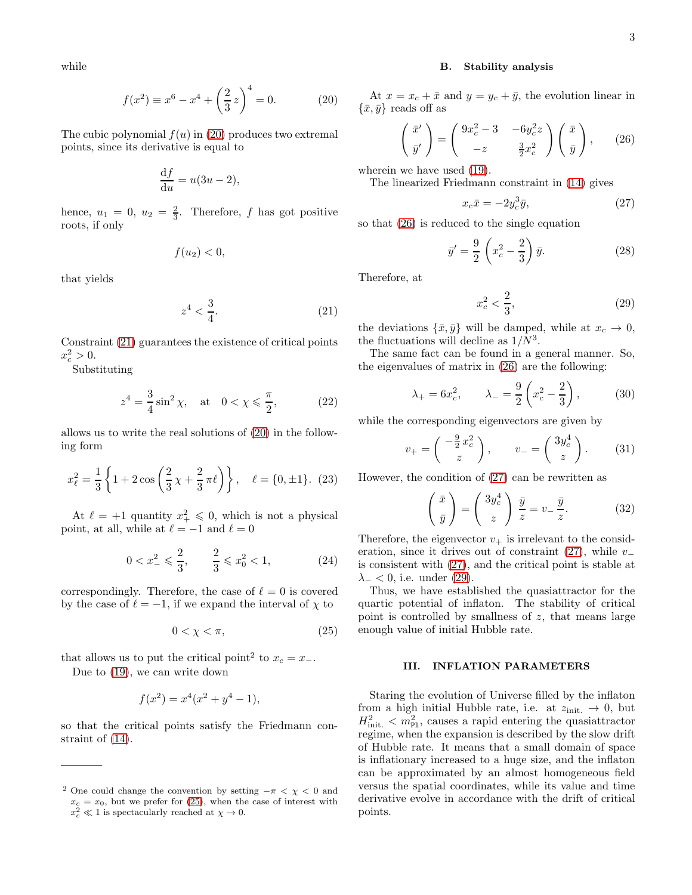while

$$f(x^2) \equiv x^6 - x^4 + \left(\frac{2}{3}z\right)^4 = 0. \tag{20}$$

The cubic polynomial $f(u)$ in (20) produces two extremal points, since its derivative is equal to

$$\frac{\mathrm{d}f}{\mathrm{d}u} = u(3u-2),$$

hence, $u_1 = 0$, $u_2 = \frac{2}{3}$. Therefore, $f$ has got positive roots, if only

$$f(u_2) < 0,$$

that yields

$$z^4 < \frac{3}{4}. \tag{21}$$

Constraint (21) guarantees the existence of critical points $x_c^2 > 0$.

Substituting

$$z^4 = \frac{3}{4}\sin^2\chi, \quad \text{at} \quad 0 < \chi \leqslant \frac{\pi}{2}, \tag{22}$$

allows us to write the real solutions of (20) in the following form

$$x_\ell^2 = \frac{1}{3}\left\{1 + 2\cos\left(\frac{2}{3}\chi + \frac{2}{3}\pi\ell\right)\right\}, \quad \ell = \{0, \pm 1\}. \tag{23}$$

At $\ell = +1$ quantity $x_+^2 \leqslant 0$, which is not a physical point, at all, while at $\ell = -1$ and $\ell = 0$

$$0 < x_-^2 \leqslant \frac{2}{3}, \qquad \frac{2}{3} \leqslant x_0^2 < 1, \tag{24}$$

correspondingly. Therefore, the case of $\ell = 0$ is covered by the case of $\ell = -1$, if we expand the interval of $\chi$ to

$$0 < \chi < \pi, \tag{25}$$

that allows us to put the critical point[2] to $x_c = x_-$.

Due to (19), we can write down

$$f(x^2) = x^4(x^2 + y^4 - 1),$$

so that the critical points satisfy the Friedmann constraint of (14).

[2] One could change the convention by setting $-\pi < \chi < 0$ and $x_c = x_0$, but we prefer for (25), when the case of interest with $x_c^2 \ll 1$ is spectacularly reached at $\chi \to 0$.

### B. Stability analysis

At $x = x_c + \bar{x}$ and $y = y_c + \bar{y}$, the evolution linear in $\{\bar{x}, \bar{y}\}$ reads off as

$$\begin{pmatrix} \bar{x}' \\ \bar{y}' \end{pmatrix} = \begin{pmatrix} 9x_c^2 - 3 & -6y_c^2 z \\ -z & \frac{3}{2}x_c^2 \end{pmatrix} \begin{pmatrix} \bar{x} \\ \bar{y} \end{pmatrix}, \tag{26}$$

wherein we have used (19).

The linearized Friedmann constraint in (14) gives

$$x_c \bar{x} = -2y_c^3 \bar{y}, \tag{27}$$

so that (26) is reduced to the single equation

$$\bar{y}' = \frac{9}{2}\left(x_c^2 - \frac{2}{3}\right)\bar{y}. \tag{28}$$

Therefore, at

$$x_c^2 < \frac{2}{3}, \tag{29}$$

the deviations $\{\bar{x}, \bar{y}\}$ will be damped, while at $x_c \to 0$, the fluctuations will decline as $1/N^3$.

The same fact can be found in a general manner. So, the eigenvalues of matrix in (26) are the following:

$$\lambda_+ = 6x_c^2, \qquad \lambda_- = \frac{9}{2}\left(x_c^2 - \frac{2}{3}\right), \tag{30}$$

while the corresponding eigenvectors are given by

$$v_+ = \begin{pmatrix} -\frac{9}{2}x_c^2 \\ z \end{pmatrix}, \qquad v_- = \begin{pmatrix} 3y_c^4 \\ z \end{pmatrix}. \tag{31}$$

However, the condition of (27) can be rewritten as

$$\begin{pmatrix} \bar{x} \\ \bar{y} \end{pmatrix} = \begin{pmatrix} 3y_c^4 \\ z \end{pmatrix} \frac{\bar{y}}{z} = v_- \frac{\bar{y}}{z}. \tag{32}$$

Therefore, the eigenvector $v_+$ is irrelevant to the consideration, since it drives out of constraint (27), while $v_-$ is consistent with (27), and the critical point is stable at $\lambda_- < 0$, i.e. under (29).

Thus, we have established the quasiattractor for the quartic potential of inflaton. The stability of critical point is controlled by smallness of $z$, that means large enough value of initial Hubble rate.

## III. INFLATION PARAMETERS

Staring the evolution of Universe filled by the inflaton from a high initial Hubble rate, i.e. at $z_{\text{init.}} \to 0$, but $H^2_{\text{init.}} < m^2_{\text{Pl}}$, causes a rapid entering the quasiattractor regime, when the expansion is described by the slow drift of Hubble rate. It means that a small domain of space is inflationary increased to a huge size, and the inflaton can be approximated by an almost homogeneous field versus the spatial coordinates, while its value and time derivative evolve in accordance with the drift of critical points.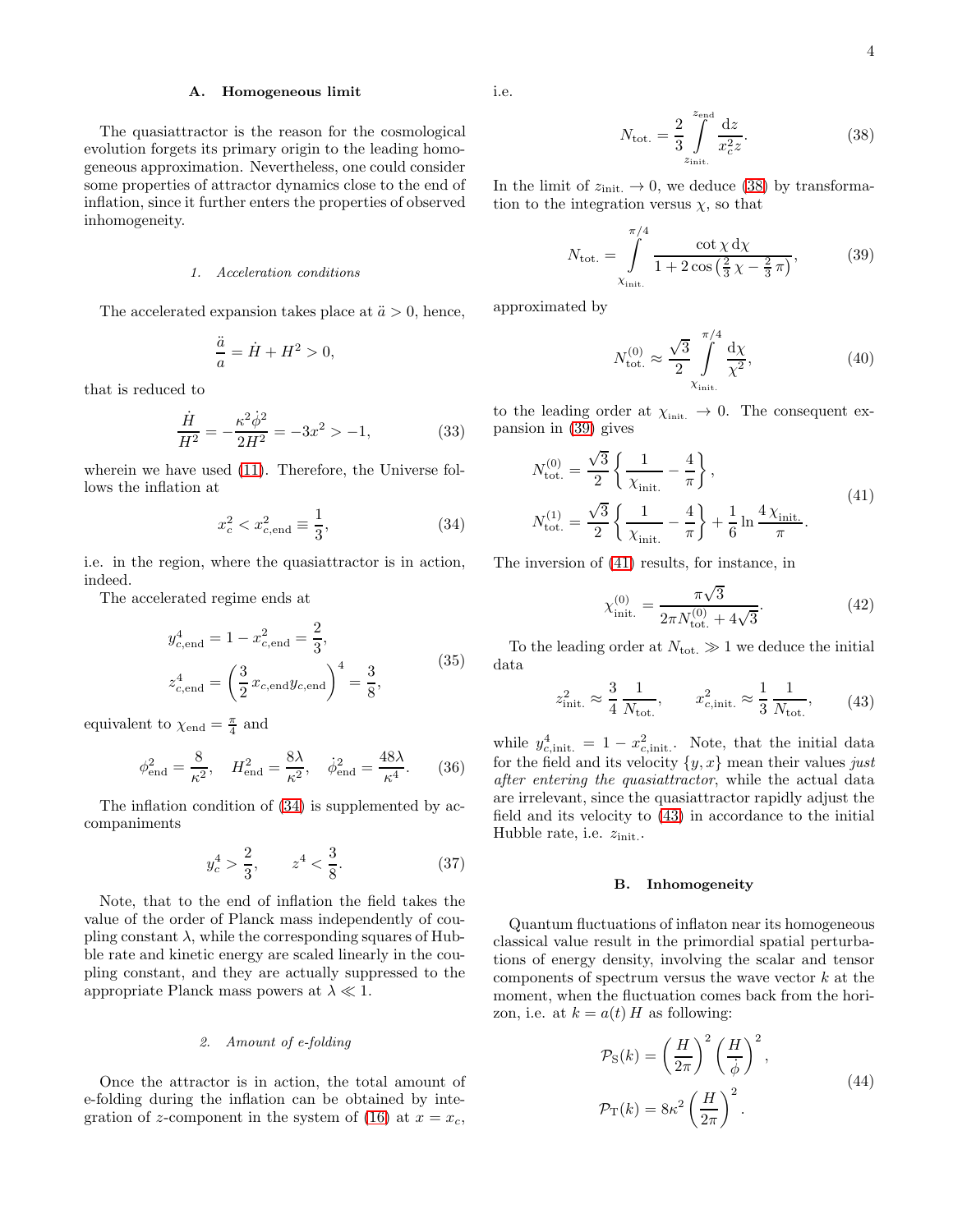### A. Homogeneous limit

The quasiattractor is the reason for the cosmological evolution forgets its primary origin to the leading homogeneous approximation. Nevertheless, one could consider some properties of attractor dynamics close to the end of inflation, since it further enters the properties of observed inhomogeneity.

#### 1. Acceleration conditions

The accelerated expansion takes place at $\ddot{a} > 0$, hence,

$$\frac{\ddot{a}}{a} = \dot{H} + H^2 > 0,$$

that is reduced to

$$\frac{\dot{H}}{H^2} = -\frac{\kappa^2\dot{\phi}^2}{2H^2} = -3x^2 > -1, \tag{33}$$

wherein we have used (11). Therefore, the Universe follows the inflation at

$$x_c^2 < x_{c,\mathrm{end}}^2 \equiv \frac{1}{3}, \tag{34}$$

i.e. in the region, where the quasiattractor is in action, indeed.

The accelerated regime ends at

$$\begin{aligned} y_{c,\mathrm{end}}^4 &= 1 - x_{c,\mathrm{end}}^2 = \frac{2}{3}, \\ z_{c,\mathrm{end}}^4 &= \left(\frac{3}{2}\,x_{c,\mathrm{end}}y_{c,\mathrm{end}}\right)^4 = \frac{3}{8}, \end{aligned} \tag{35}$$

equivalent to $\chi_{\mathrm{end}} = \frac{\pi}{4}$ and

$$\phi_{\mathrm{end}}^2 = \frac{8}{\kappa^2}, \quad H_{\mathrm{end}}^2 = \frac{8\lambda}{\kappa^2}, \quad \dot{\phi}_{\mathrm{end}}^2 = \frac{48\lambda}{\kappa^4}. \tag{36}$$

The inflation condition of (34) is supplemented by accompaniments

$$y_c^4 > \frac{2}{3}, \qquad z^4 < \frac{3}{8}. \tag{37}$$

Note, that to the end of inflation the field takes the value of the order of Planck mass independently of coupling constant $\lambda$, while the corresponding squares of Hubble rate and kinetic energy are scaled linearly in the coupling constant, and they are actually suppressed to the appropriate Planck mass powers at $\lambda \ll 1$.

#### 2. Amount of e-folding

Once the attractor is in action, the total amount of e-folding during the inflation can be obtained by integration of $z$-component in the system of (16) at $x = x_c$, i.e.

$$N_{\mathrm{tot.}} = \frac{2}{3}\int\limits_{z_{\mathrm{init.}}}^{z_{\mathrm{end}}} \frac{\mathrm{d}z}{x_c^2 z}. \tag{38}$$

In the limit of $z_{\mathrm{init.}} \to 0$, we deduce (38) by transformation to the integration versus $\chi$, so that

$$N_{\mathrm{tot.}} = \int\limits_{\chi_{\mathrm{init.}}}^{\pi/4} \frac{\cot\chi\,\mathrm{d}\chi}{1 + 2\cos\left(\frac{2}{3}\,\chi - \frac{2}{3}\,\pi\right)}, \tag{39}$$

approximated by

$$N_{\mathrm{tot.}}^{(0)} \approx \frac{\sqrt{3}}{2}\int\limits_{\chi_{\mathrm{init.}}}^{\pi/4} \frac{\mathrm{d}\chi}{\chi^2}, \tag{40}$$

to the leading order at $\chi_{\mathrm{init.}} \to 0$. The consequent expansion in (39) gives

$$\begin{aligned} N_{\mathrm{tot.}}^{(0)} &= \frac{\sqrt{3}}{2}\left\{\frac{1}{\chi_{\mathrm{init.}}} - \frac{4}{\pi}\right\}, \\ N_{\mathrm{tot.}}^{(1)} &= \frac{\sqrt{3}}{2}\left\{\frac{1}{\chi_{\mathrm{init.}}} - \frac{4}{\pi}\right\} + \frac{1}{6}\ln\frac{4\,\chi_{\mathrm{init.}}}{\pi}. \end{aligned} \tag{41}$$

The inversion of (41) results, for instance, in

$$\chi_{\mathrm{init.}}^{(0)} = \frac{\pi\sqrt{3}}{2\pi N_{\mathrm{tot.}}^{(0)} + 4\sqrt{3}}. \tag{42}$$

To the leading order at $N_{\mathrm{tot.}} \gg 1$ we deduce the initial data

$$z_{\mathrm{init.}}^2 \approx \frac{3}{4}\,\frac{1}{N_{\mathrm{tot.}}}, \qquad x_{c,\mathrm{init.}}^2 \approx \frac{1}{3}\,\frac{1}{N_{\mathrm{tot.}}}, \tag{43}$$

while $y_{c,\mathrm{init.}}^4 = 1 - x_{c,\mathrm{init.}}^2$. Note, that the initial data for the field and its velocity $\{y, x\}$ mean their values *just after entering the quasiattractor*, while the actual data are irrelevant, since the quasiattractor rapidly adjust the field and its velocity to (43) in accordance to the initial Hubble rate, i.e. $z_{\mathrm{init.}}$.

### B. Inhomogeneity

Quantum fluctuations of inflaton near its homogeneous classical value result in the primordial spatial perturbations of energy density, involving the scalar and tensor components of spectrum versus the wave vector $k$ at the moment, when the fluctuation comes back from the horizon, i.e. at $k = a(t)\,H$ as following:

$$\begin{aligned} \mathcal{P}_{\mathrm{S}}(k) &= \left(\frac{H}{2\pi}\right)^2\left(\frac{H}{\dot{\phi}}\right)^2, \\ \mathcal{P}_{\mathrm{T}}(k) &= 8\kappa^2\left(\frac{H}{2\pi}\right)^2. \end{aligned} \tag{44}$$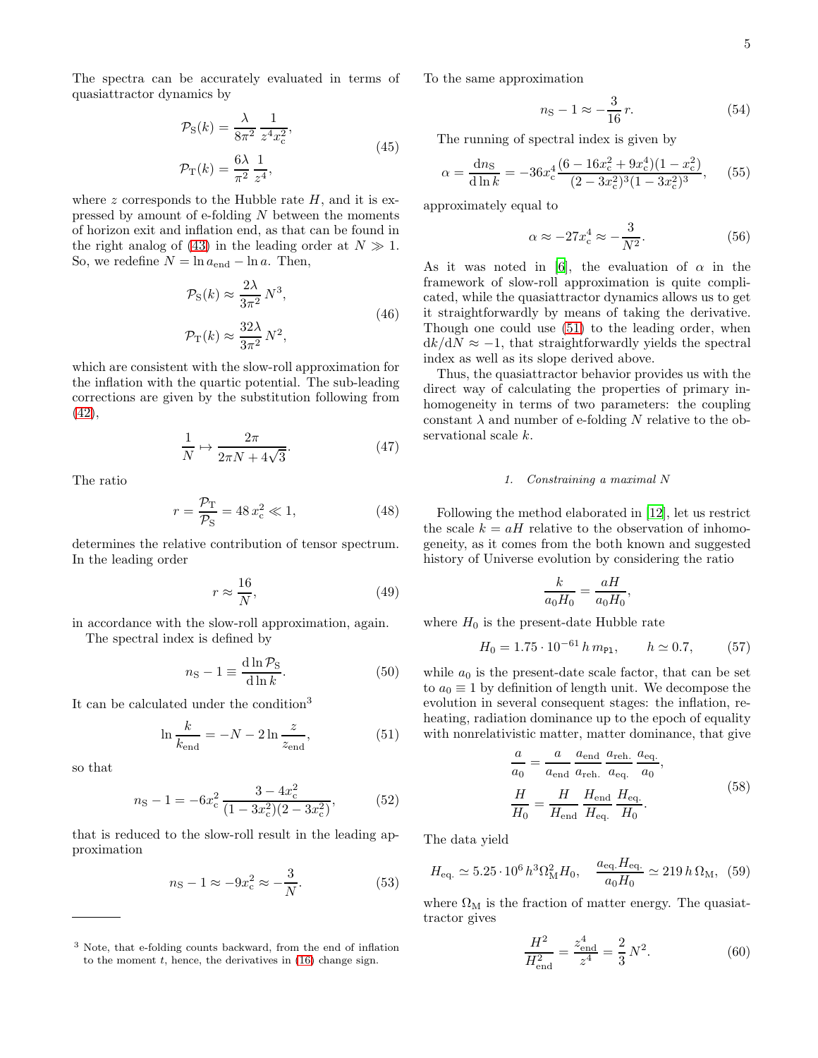The spectra can be accurately evaluated in terms of quasiattractor dynamics by

$$
\begin{aligned}
\mathcal{P}_{\rm S}(k) &= \frac{\lambda}{8\pi^2}\,\frac{1}{z^4 x_{\rm c}^2},\\
\mathcal{P}_{\rm T}(k) &= \frac{6\lambda}{\pi^2}\,\frac{1}{z^4},
\end{aligned}
\tag{45}
$$

where $z$ corresponds to the Hubble rate $H$, and it is expressed by amount of e-folding $N$ between the moments of horizon exit and inflation end, as that can be found in the right analog of (43) in the leading order at $N \gg 1$. So, we redefine $N = \ln a_{\rm end} - \ln a$. Then,

$$
\begin{aligned}
\mathcal{P}_{\rm S}(k) &\approx \frac{2\lambda}{3\pi^2}\,N^3,\\
\mathcal{P}_{\rm T}(k) &\approx \frac{32\lambda}{3\pi^2}\,N^2,
\end{aligned}
\tag{46}
$$

which are consistent with the slow-roll approximation for the inflation with the quartic potential. The sub-leading corrections are given by the substitution following from (42),

$$
\frac{1}{N} \mapsto \frac{2\pi}{2\pi N + 4\sqrt{3}}. \tag{47}
$$

The ratio

$$
r = \frac{\mathcal{P}_{\rm T}}{\mathcal{P}_{\rm S}} = 48\,x_{\rm c}^2 \ll 1, \tag{48}
$$

determines the relative contribution of tensor spectrum. In the leading order

$$
r \approx \frac{16}{N}, \tag{49}
$$

in accordance with the slow-roll approximation, again.

The spectral index is defined by

$$
n_{\rm S} - 1 \equiv \frac{{\rm d}\ln \mathcal{P}_{\rm S}}{{\rm d}\ln k}. \tag{50}
$$

It can be calculated under the condition[3]

$$
\ln\frac{k}{k_{\rm end}} = -N - 2\ln\frac{z}{z_{\rm end}}, \tag{51}
$$

so that

$$
n_{\rm S} - 1 = -6x_{\rm c}^2\,\frac{3-4x_{\rm c}^2}{(1-3x_{\rm c}^2)(2-3x_{\rm c}^2)}, \tag{52}
$$

that is reduced to the slow-roll result in the leading approximation

$$
n_{\rm S} - 1 \approx -9x_{\rm c}^2 \approx -\frac{3}{N}. \tag{53}
$$

[3] Note, that e-folding counts backward, from the end of inflation to the moment $t$, hence, the derivatives in (16) change sign.

To the same approximation

$$
n_{\rm S} - 1 \approx -\frac{3}{16}\,r. \tag{54}
$$

The running of spectral index is given by

$$
\alpha = \frac{{\rm d}n_{\rm S}}{{\rm d}\ln k} = -36x_{\rm c}^4\,\frac{(6-16x_{\rm c}^2+9x_{\rm c}^4)(1-x_{\rm c}^2)}{(2-3x_{\rm c}^2)^3(1-3x_{\rm c}^2)^3}, \tag{55}
$$

approximately equal to

$$
\alpha \approx -27x_{\rm c}^4 \approx -\frac{3}{N^2}. \tag{56}
$$

As it was noted in [6], the evaluation of $\alpha$ in the framework of slow-roll approximation is quite complicated, while the quasiattractor dynamics allows us to get it straightforwardly by means of taking the derivative. Though one could use (51) to the leading order, when ${\rm d}k/{\rm d}N \approx -1$, that straightforwardly yields the spectral index as well as its slope derived above.

Thus, the quasiattractor behavior provides us with the direct way of calculating the properties of primary inhomogeneity in terms of two parameters: the coupling constant $\lambda$ and number of e-folding $N$ relative to the observational scale $k$.

#### 1. Constraining a maximal N

Following the method elaborated in [12], let us restrict the scale $k = aH$ relative to the observation of inhomogeneity, as it comes from the both known and suggested history of Universe evolution by considering the ratio

$$
\frac{k}{a_0 H_0} = \frac{aH}{a_0 H_0},
$$

where $H_0$ is the present-date Hubble rate

$$
H_0 = 1.75\cdot 10^{-61}\,h\,m_{\rm Pl}, \qquad h \simeq 0.7, \tag{57}
$$

while $a_0$ is the present-date scale factor, that can be set to $a_0 \equiv 1$ by definition of length unit. We decompose the evolution in several consequent stages: the inflation, reheating, radiation dominance up to the epoch of equality with nonrelativistic matter, matter dominance, that give

$$
\begin{aligned}
\frac{a}{a_0} &= \frac{a}{a_{\rm end}}\,\frac{a_{\rm end}}{a_{\rm reh.}}\,\frac{a_{\rm reh.}}{a_{\rm eq.}}\,\frac{a_{\rm eq.}}{a_0},\\
\frac{H}{H_0} &= \frac{H}{H_{\rm end}}\,\frac{H_{\rm end}}{H_{\rm eq.}}\,\frac{H_{\rm eq.}}{H_0}.
\end{aligned}
\tag{58}
$$

The data yield

$$
H_{\rm eq.} \simeq 5.25\cdot 10^6\,h^3\Omega_{\rm M}^2 H_0, \qquad \frac{a_{\rm eq.}H_{\rm eq.}}{a_0 H_0} \simeq 219\,h\,\Omega_{\rm M}, \tag{59}
$$

where $\Omega_{\rm M}$ is the fraction of matter energy. The quasiattractor gives

$$
\frac{H^2}{H_{\rm end}^2} = \frac{z_{\rm end}^4}{z^4} = \frac{2}{3}\,N^2. \tag{60}
$$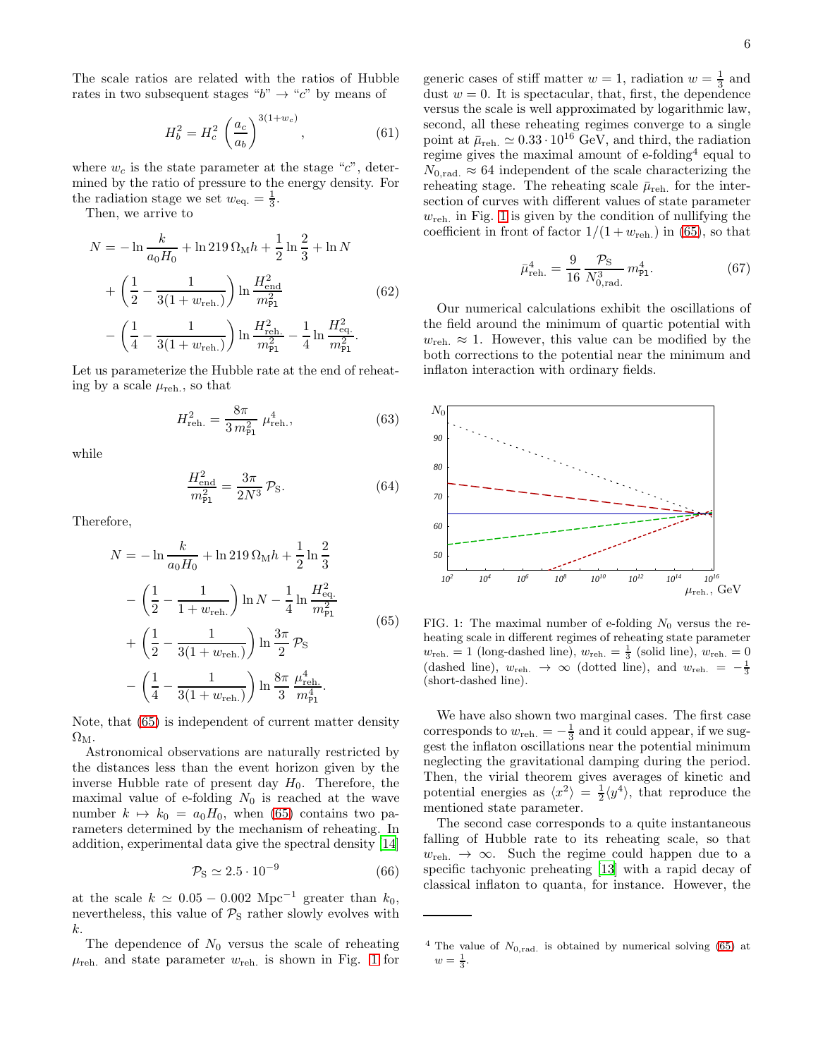The scale ratios are related with the ratios of Hubble rates in two subsequent stages "$b$" → "$c$" by means of

$$H_b^2 = H_c^2 \left(\frac{a_c}{a_b}\right)^{3(1+w_c)}, \tag{61}$$

where $w_c$ is the state parameter at the stage "$c$", determined by the ratio of pressure to the energy density. For the radiation stage we set $w_{\rm eq.} = \frac{1}{3}$.

Then, we arrive to

$$\begin{aligned} N = &-\ln\frac{k}{a_0 H_0} + \ln 219\,\Omega_{\rm M} h + \frac{1}{2}\ln\frac{2}{3} + \ln N \\ &+ \left(\frac{1}{2} - \frac{1}{3(1+w_{\rm reh.})}\right)\ln\frac{H_{\rm end}^2}{m_{\rm Pl}^2} \\ &- \left(\frac{1}{4} - \frac{1}{3(1+w_{\rm reh.})}\right)\ln\frac{H_{\rm reh.}^2}{m_{\rm Pl}^2} - \frac{1}{4}\ln\frac{H_{\rm eq.}^2}{m_{\rm Pl}^2}. \end{aligned} \tag{62}$$

Let us parameterize the Hubble rate at the end of reheating by a scale $\mu_{\rm reh.}$, so that

$$H_{\rm reh.}^2 = \frac{8\pi}{3\,m_{\rm Pl}^2}\,\mu_{\rm reh.}^4, \tag{63}$$

while

$$\frac{H_{\rm end}^2}{m_{\rm Pl}^2} = \frac{3\pi}{2N^3}\,\mathcal{P}_{\rm S}. \tag{64}$$

Therefore,

$$\begin{aligned} N = &-\ln\frac{k}{a_0 H_0} + \ln 219\,\Omega_{\rm M} h + \frac{1}{2}\ln\frac{2}{3} \\ &- \left(\frac{1}{2} - \frac{1}{1+w_{\rm reh.}}\right)\ln N - \frac{1}{4}\ln\frac{H_{\rm eq.}^2}{m_{\rm Pl}^2} \\ &+ \left(\frac{1}{2} - \frac{1}{3(1+w_{\rm reh.})}\right)\ln\frac{3\pi}{2}\,\mathcal{P}_{\rm S} \\ &- \left(\frac{1}{4} - \frac{1}{3(1+w_{\rm reh.})}\right)\ln\frac{8\pi}{3}\,\frac{\mu_{\rm reh.}^4}{m_{\rm Pl}^4}. \end{aligned} \tag{65}$$

Note, that (65) is independent of current matter density $\Omega_{\rm M}$.

Astronomical observations are naturally restricted by the distances less than the event horizon given by the inverse Hubble rate of present day $H_0$. Therefore, the maximal value of e-folding $N_0$ is reached at the wave number $k \mapsto k_0 = a_0 H_0$, when (65) contains two parameters determined by the mechanism of reheating. In addition, experimental data give the spectral density [14]

$$\mathcal{P}_{\rm S} \simeq 2.5\cdot 10^{-9} \tag{66}$$

at the scale $k \simeq 0.05 - 0.002$ Mpc$^{-1}$ greater than $k_0$, nevertheless, this value of $\mathcal{P}_{\rm S}$ rather slowly evolves with $k$.

The dependence of $N_0$ versus the scale of reheating $\mu_{\rm reh.}$ and state parameter $w_{\rm reh.}$ is shown in Fig. 1 for generic cases of stiff matter $w = 1$, radiation $w = \frac{1}{3}$ and dust $w = 0$. It is spectacular, that, first, the dependence versus the scale is well approximated by logarithmic law, second, all these reheating regimes converge to a single point at $\bar\mu_{\rm reh.} \simeq 0.33\cdot 10^{16}$ GeV, and third, the radiation regime gives the maximal amount of e-folding[4] equal to $N_{0,\rm rad.} \approx 64$ independent of the scale characterizing the reheating stage. The reheating scale $\bar\mu_{\rm reh.}$ for the intersection of curves with different values of state parameter $w_{\rm reh.}$ in Fig. 1 is given by the condition of nullifying the coefficient in front of factor $1/(1+w_{\rm reh.})$ in (65), so that

$$\bar\mu_{\rm reh.}^4 = \frac{9}{16}\,\frac{\mathcal{P}_{\rm S}}{N_{0,\rm rad.}^3}\,m_{\rm Pl}^4. \tag{67}$$

Our numerical calculations exhibit the oscillations of the field around the minimum of quartic potential with $w_{\rm reh.} \approx 1$. However, this value can be modified by the both corrections to the potential near the minimum and inflaton interaction with ordinary fields.

FIG. 1: The maximal number of e-folding $N_0$ versus the reheating scale in different regimes of reheating state parameter $w_{\rm reh.} = 1$ (long-dashed line), $w_{\rm reh.} = \frac{1}{3}$ (solid line), $w_{\rm reh.} = 0$ (dashed line), $w_{\rm reh.} \to \infty$ (dotted line), and $w_{\rm reh.} = -\frac{1}{3}$ (short-dashed line).

We have also shown two marginal cases. The first case corresponds to $w_{\rm reh.} = -\frac{1}{3}$ and it could appear, if we suggest the inflaton oscillations near the potential minimum neglecting the gravitational damping during the period. Then, the virial theorem gives averages of kinetic and potential energies as $\langle x^2\rangle = \frac{1}{2}\langle y^4\rangle$, that reproduce the mentioned state parameter.

The second case corresponds to a quite instantaneous falling of Hubble rate to its reheating scale, so that $w_{\rm reh.} \to \infty$. Such the regime could happen due to a specific tachyonic preheating [13] with a rapid decay of classical inflaton to quanta, for instance. However, the

[4] The value of $N_{0,\rm rad.}$ is obtained by numerical solving (65) at $w = \frac{1}{3}$.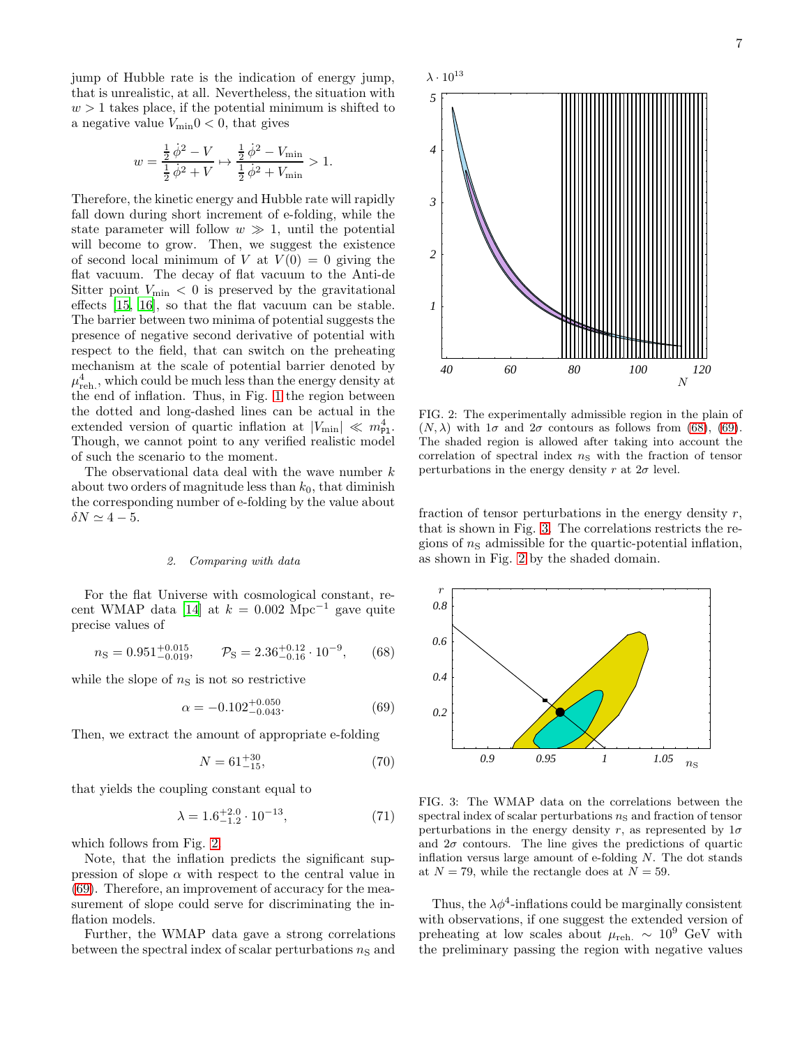jump of Hubble rate is the indication of energy jump, that is unrealistic, at all. Nevertheless, the situation with $w > 1$ takes place, if the potential minimum is shifted to a negative value $V_{\min} 0 < 0$, that gives

$$w = \frac{\frac{1}{2}\dot{\phi}^2 - V}{\frac{1}{2}\dot{\phi}^2 + V} \mapsto \frac{\frac{1}{2}\dot{\phi}^2 - V_{\min}}{\frac{1}{2}\dot{\phi}^2 + V_{\min}} > 1.$$

Therefore, the kinetic energy and Hubble rate will rapidly fall down during short increment of e-folding, while the state parameter will follow $w \gg 1$, until the potential will become to grow. Then, we suggest the existence of second local minimum of $V$ at $V(0) = 0$ giving the flat vacuum. The decay of flat vacuum to the Anti-de Sitter point $V_{\min} < 0$ is preserved by the gravitational effects [15, 16], so that the flat vacuum can be stable. The barrier between two minima of potential suggests the presence of negative second derivative of potential with respect to the field, that can switch on the preheating mechanism at the scale of potential barrier denoted by $\mu^4_{\rm reh.}$, which could be much less than the energy density at the end of inflation. Thus, in Fig. 1 the region between the dotted and long-dashed lines can be actual in the extended version of quartic inflation at $|V_{\min}| \ll m^4_{\rm Pl}$. Though, we cannot point to any verified realistic model of such the scenario to the moment.

The observational data deal with the wave number $k$ about two orders of magnitude less than $k_0$, that diminish the corresponding number of e-folding by the value about $\delta N \simeq 4 - 5$.

### 2. Comparing with data

For the flat Universe with cosmological constant, recent WMAP data [14] at $k = 0.002$ Mpc$^{-1}$ gave quite precise values of

$$n_{\rm S} = 0.951^{+0.015}_{-0.019}, \qquad \mathcal{P}_{\rm S} = 2.36^{+0.12}_{-0.16} \cdot 10^{-9}, \qquad (68)$$

while the slope of $n_{\rm S}$ is not so restrictive

$$\alpha = -0.102^{+0.050}_{-0.043}. \qquad (69)$$

Then, we extract the amount of appropriate e-folding

$$N = 61^{+30}_{-15}, \qquad (70)$$

that yields the coupling constant equal to

$$\lambda = 1.6^{+2.0}_{-1.2} \cdot 10^{-13}, \qquad (71)$$

which follows from Fig. 2.

Note, that the inflation predicts the significant suppression of slope $\alpha$ with respect to the central value in (69). Therefore, an improvement of accuracy for the measurement of slope could serve for discriminating the inflation models.

Further, the WMAP data gave a strong correlations between the spectral index of scalar perturbations $n_{\rm S}$ and fraction of tensor perturbations in the energy density $r$, that is shown in Fig. 3. The correlations restricts the regions of $n_{\rm S}$ admissible for the quartic-potential inflation, as shown in Fig. 2 by the shaded domain.

FIG. 2: The experimentally admissible region in the plain of $(N, \lambda)$ with $1\sigma$ and $2\sigma$ contours as follows from (68), (69). The shaded region is allowed after taking into account the correlation of spectral index $n_{\rm S}$ with the fraction of tensor perturbations in the energy density $r$ at $2\sigma$ level.

FIG. 3: The WMAP data on the correlations between the spectral index of scalar perturbations $n_{\rm S}$ and fraction of tensor perturbations in the energy density $r$, as represented by $1\sigma$ and $2\sigma$ contours. The line gives the predictions of quartic inflation versus large amount of e-folding $N$. The dot stands at $N = 79$, while the rectangle does at $N = 59$.

Thus, the $\lambda\phi^4$-inflations could be marginally consistent with observations, if one suggest the extended version of preheating at low scales about $\mu_{\rm reh.} \sim 10^9$ GeV with the preliminary passing the region with negative values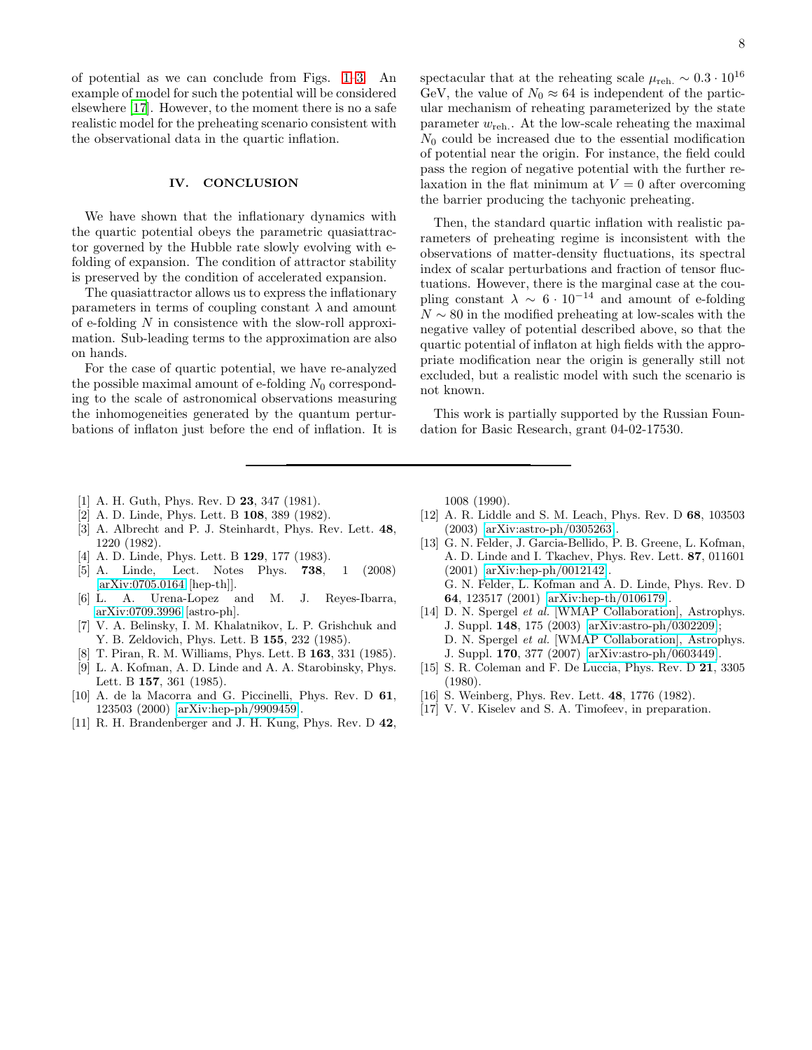of potential as we can conclude from Figs. 1–3. An example of model for such the potential will be considered elsewhere [17]. However, to the moment there is no a safe realistic model for the preheating scenario consistent with the observational data in the quartic inflation.

## IV. CONCLUSION

We have shown that the inflationary dynamics with the quartic potential obeys the parametric quasiattractor governed by the Hubble rate slowly evolving with e-folding of expansion. The condition of attractor stability is preserved by the condition of accelerated expansion.

The quasiattractor allows us to express the inflationary parameters in terms of coupling constant $\lambda$ and amount of e-folding $N$ in consistence with the slow-roll approximation. Sub-leading terms to the approximation are also on hands.

For the case of quartic potential, we have re-analyzed the possible maximal amount of e-folding $N_0$ corresponding to the scale of astronomical observations measuring the inhomogeneities generated by the quantum perturbations of inflaton just before the end of inflation. It is spectacular that at the reheating scale $\mu_{\rm reh.} \sim 0.3 \cdot 10^{16}$ GeV, the value of $N_0 \approx 64$ is independent of the particular mechanism of reheating parameterized by the state parameter $w_{\rm reh.}$. At the low-scale reheating the maximal $N_0$ could be increased due to the essential modification of potential near the origin. For instance, the field could pass the region of negative potential with the further relaxation in the flat minimum at $V = 0$ after overcoming the barrier producing the tachyonic preheating.

Then, the standard quartic inflation with realistic parameters of preheating regime is inconsistent with the observations of matter-density fluctuations, its spectral index of scalar perturbations and fraction of tensor fluctuations. However, there is the marginal case at the coupling constant $\lambda \sim 6 \cdot 10^{-14}$ and amount of e-folding $N \sim 80$ in the modified preheating at low-scales with the negative valley of potential described above, so that the quartic potential of inflaton at high fields with the appropriate modification near the origin is generally still not excluded, but a realistic model with such the scenario is not known.

This work is partially supported by the Russian Foundation for Basic Research, grant 04-02-17530.

---

[1] A. H. Guth, Phys. Rev. D **23**, 347 (1981).

[2] A. D. Linde, Phys. Lett. B **108**, 389 (1982).

[3] A. Albrecht and P. J. Steinhardt, Phys. Rev. Lett. **48**, 1220 (1982).

[4] A. D. Linde, Phys. Lett. B **129**, 177 (1983).

[5] A. Linde, Lect. Notes Phys. **738**, 1 (2008) [arXiv:0705.0164 [hep-th]].

[6] L. A. Urena-Lopez and M. J. Reyes-Ibarra, arXiv:0709.3996 [astro-ph].

[7] V. A. Belinsky, I. M. Khalatnikov, L. P. Grishchuk and Y. B. Zeldovich, Phys. Lett. B **155**, 232 (1985).

[8] T. Piran, R. M. Williams, Phys. Lett. B **163**, 331 (1985).

[9] L. A. Kofman, A. D. Linde and A. A. Starobinsky, Phys. Lett. B **157**, 361 (1985).

[10] A. de la Macorra and G. Piccinelli, Phys. Rev. D **61**, 123503 (2000) arXiv:hep-ph/9909459.

[11] R. H. Brandenberger and J. H. Kung, Phys. Rev. D **42**, 1008 (1990).

[12] A. R. Liddle and S. M. Leach, Phys. Rev. D **68**, 103503 (2003) arXiv:astro-ph/0305263.

[13] G. N. Felder, J. Garcia-Bellido, P. B. Greene, L. Kofman, A. D. Linde and I. Tkachev, Phys. Rev. Lett. **87**, 011601 (2001) arXiv:hep-ph/0012142.
G. N. Felder, L. Kofman and A. D. Linde, Phys. Rev. D **64**, 123517 (2001) arXiv:hep-th/0106179.

[14] D. N. Spergel *et al.* [WMAP Collaboration], Astrophys. J. Suppl. **148**, 175 (2003) arXiv:astro-ph/0302209;
D. N. Spergel *et al.* [WMAP Collaboration], Astrophys. J. Suppl. **170**, 377 (2007) arXiv:astro-ph/0603449.

[15] S. R. Coleman and F. De Luccia, Phys. Rev. D **21**, 3305 (1980).

[16] S. Weinberg, Phys. Rev. Lett. **48**, 1776 (1982).

[17] V. V. Kiselev and S. A. Timofeev, in preparation.